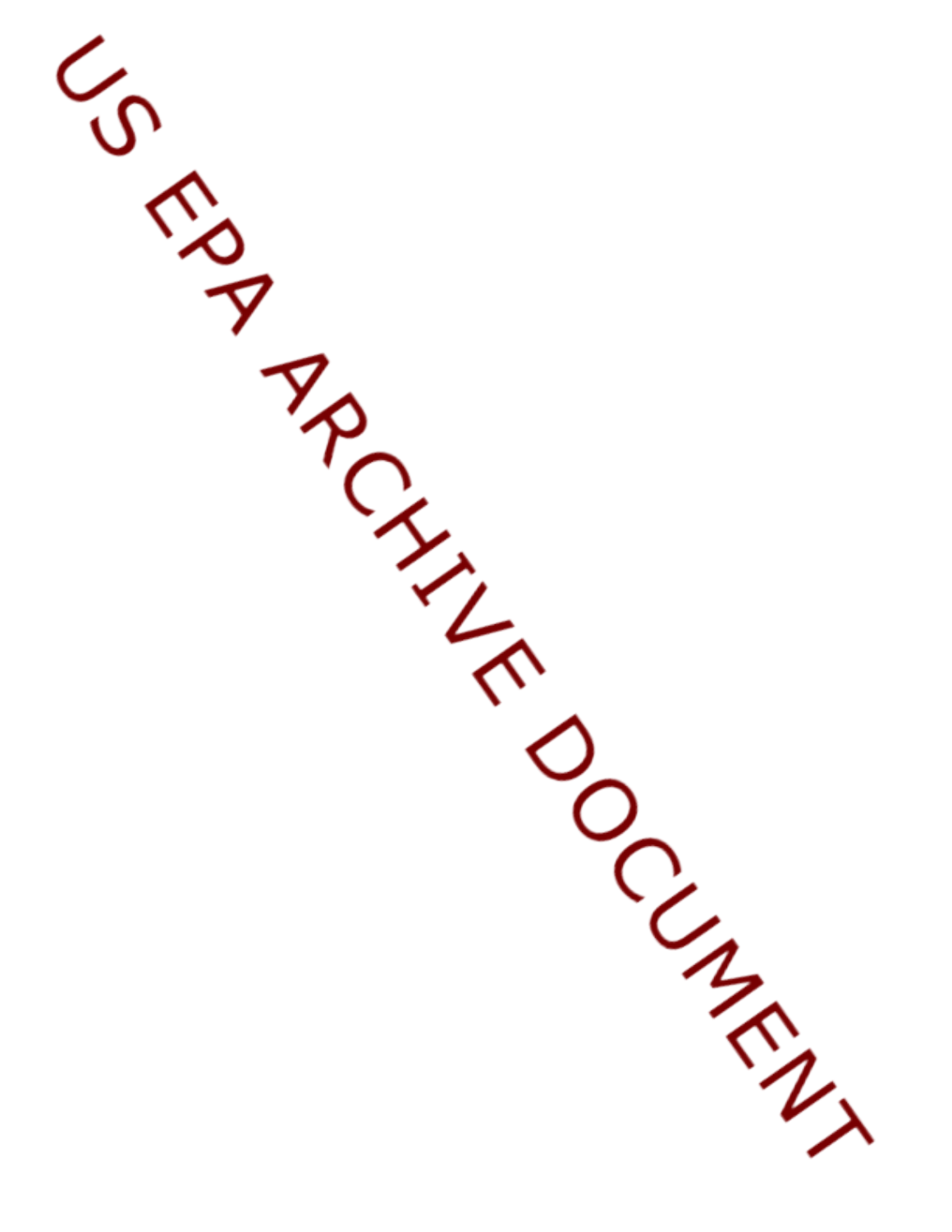US EPA ARCHIVE DOCUMENT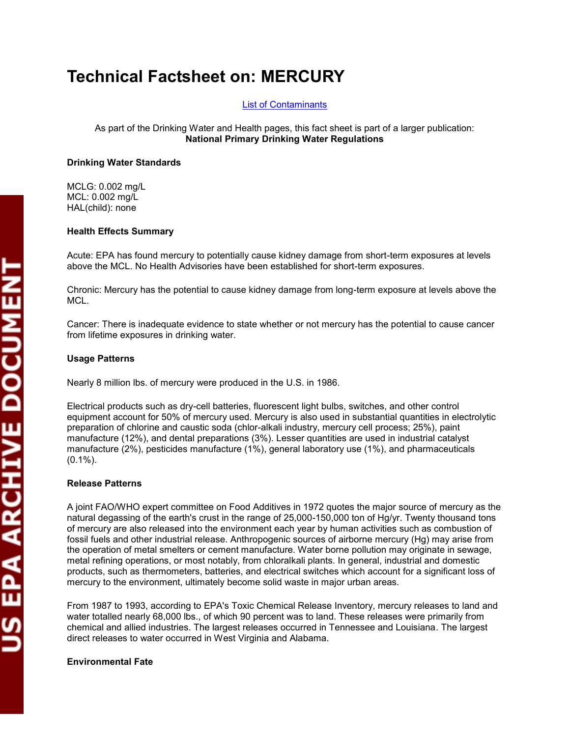# Technical Factsheet on: MERCURY

List of Contaminants

As part of the Drinking Water and Health pages, this fact sheet is part of a larger publication:
**National Primary Drinking Water Regulations**

### Drinking Water Standards

MCLG: 0.002 mg/L
MCL: 0.002 mg/L
HAL(child): none

### Health Effects Summary

Acute: EPA has found mercury to potentially cause kidney damage from short-term exposures at levels above the MCL. No Health Advisories have been established for short-term exposures.

Chronic: Mercury has the potential to cause kidney damage from long-term exposure at levels above the MCL.

Cancer: There is inadequate evidence to state whether or not mercury has the potential to cause cancer from lifetime exposures in drinking water.

### Usage Patterns

Nearly 8 million lbs. of mercury were produced in the U.S. in 1986.

Electrical products such as dry-cell batteries, fluorescent light bulbs, switches, and other control equipment account for 50% of mercury used. Mercury is also used in substantial quantities in electrolytic preparation of chlorine and caustic soda (chlor-alkali industry, mercury cell process; 25%), paint manufacture (12%), and dental preparations (3%). Lesser quantities are used in industrial catalyst manufacture (2%), pesticides manufacture (1%), general laboratory use (1%), and pharmaceuticals (0.1%).

### Release Patterns

A joint FAO/WHO expert committee on Food Additives in 1972 quotes the major source of mercury as the natural degassing of the earth's crust in the range of 25,000-150,000 ton of Hg/yr. Twenty thousand tons of mercury are also released into the environment each year by human activities such as combustion of fossil fuels and other industrial release. Anthropogenic sources of airborne mercury (Hg) may arise from the operation of metal smelters or cement manufacture. Water borne pollution may originate in sewage, metal refining operations, or most notably, from chloralkali plants. In general, industrial and domestic products, such as thermometers, batteries, and electrical switches which account for a significant loss of mercury to the environment, ultimately become solid waste in major urban areas.

From 1987 to 1993, according to EPA's Toxic Chemical Release Inventory, mercury releases to land and water totalled nearly 68,000 lbs., of which 90 percent was to land. These releases were primarily from chemical and allied industries. The largest releases occurred in Tennessee and Louisiana. The largest direct releases to water occurred in West Virginia and Alabama.

### Environmental Fate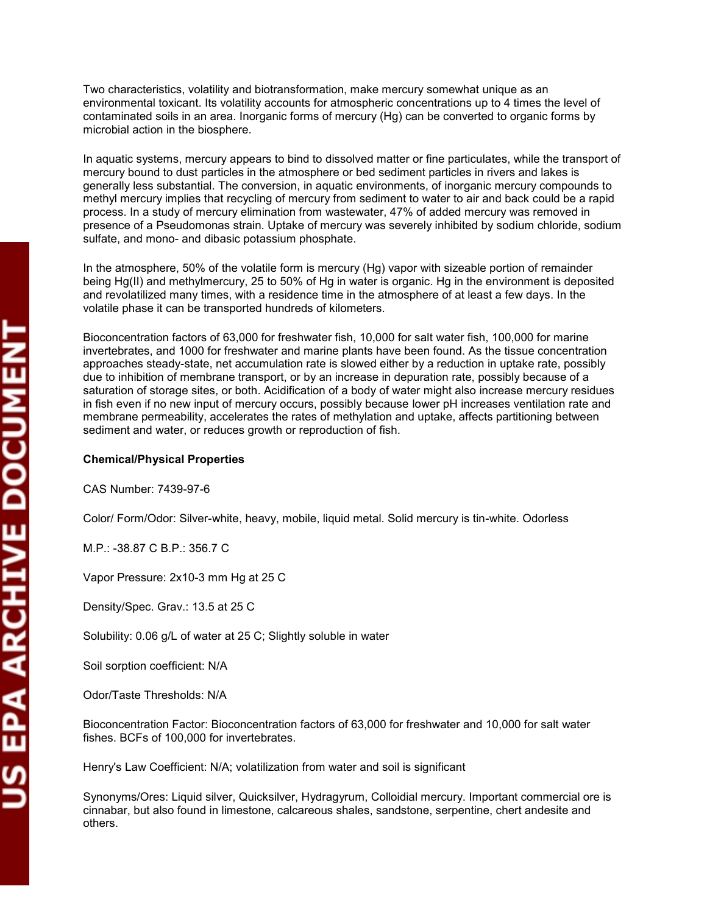Two characteristics, volatility and biotransformation, make mercury somewhat unique as an environmental toxicant. Its volatility accounts for atmospheric concentrations up to 4 times the level of contaminated soils in an area. Inorganic forms of mercury (Hg) can be converted to organic forms by microbial action in the biosphere.

In aquatic systems, mercury appears to bind to dissolved matter or fine particulates, while the transport of mercury bound to dust particles in the atmosphere or bed sediment particles in rivers and lakes is generally less substantial. The conversion, in aquatic environments, of inorganic mercury compounds to methyl mercury implies that recycling of mercury from sediment to water to air and back could be a rapid process. In a study of mercury elimination from wastewater, 47% of added mercury was removed in presence of a Pseudomonas strain. Uptake of mercury was severely inhibited by sodium chloride, sodium sulfate, and mono- and dibasic potassium phosphate.

In the atmosphere, 50% of the volatile form is mercury (Hg) vapor with sizeable portion of remainder being Hg(II) and methylmercury, 25 to 50% of Hg in water is organic. Hg in the environment is deposited and revolatilized many times, with a residence time in the atmosphere of at least a few days. In the volatile phase it can be transported hundreds of kilometers.

Bioconcentration factors of 63,000 for freshwater fish, 10,000 for salt water fish, 100,000 for marine invertebrates, and 1000 for freshwater and marine plants have been found. As the tissue concentration approaches steady-state, net accumulation rate is slowed either by a reduction in uptake rate, possibly due to inhibition of membrane transport, or by an increase in depuration rate, possibly because of a saturation of storage sites, or both. Acidification of a body of water might also increase mercury residues in fish even if no new input of mercury occurs, possibly because lower pH increases ventilation rate and membrane permeability, accelerates the rates of methylation and uptake, affects partitioning between sediment and water, or reduces growth or reproduction of fish.

**Chemical/Physical Properties**

CAS Number: 7439-97-6

Color/ Form/Odor: Silver-white, heavy, mobile, liquid metal. Solid mercury is tin-white. Odorless

M.P.: -38.87 C B.P.: 356.7 C

Vapor Pressure: $2 \times 10^{-3}$ mm Hg at 25 C

Density/Spec. Grav.: 13.5 at 25 C

Solubility: 0.06 g/L of water at 25 C; Slightly soluble in water

Soil sorption coefficient: N/A

Odor/Taste Thresholds: N/A

Bioconcentration Factor: Bioconcentration factors of 63,000 for freshwater and 10,000 for salt water fishes. BCFs of 100,000 for invertebrates.

Henry's Law Coefficient: N/A; volatilization from water and soil is significant

Synonyms/Ores: Liquid silver, Quicksilver, Hydragyrum, Colloidial mercury. Important commercial ore is cinnabar, but also found in limestone, calcareous shales, sandstone, serpentine, chert andesite and others.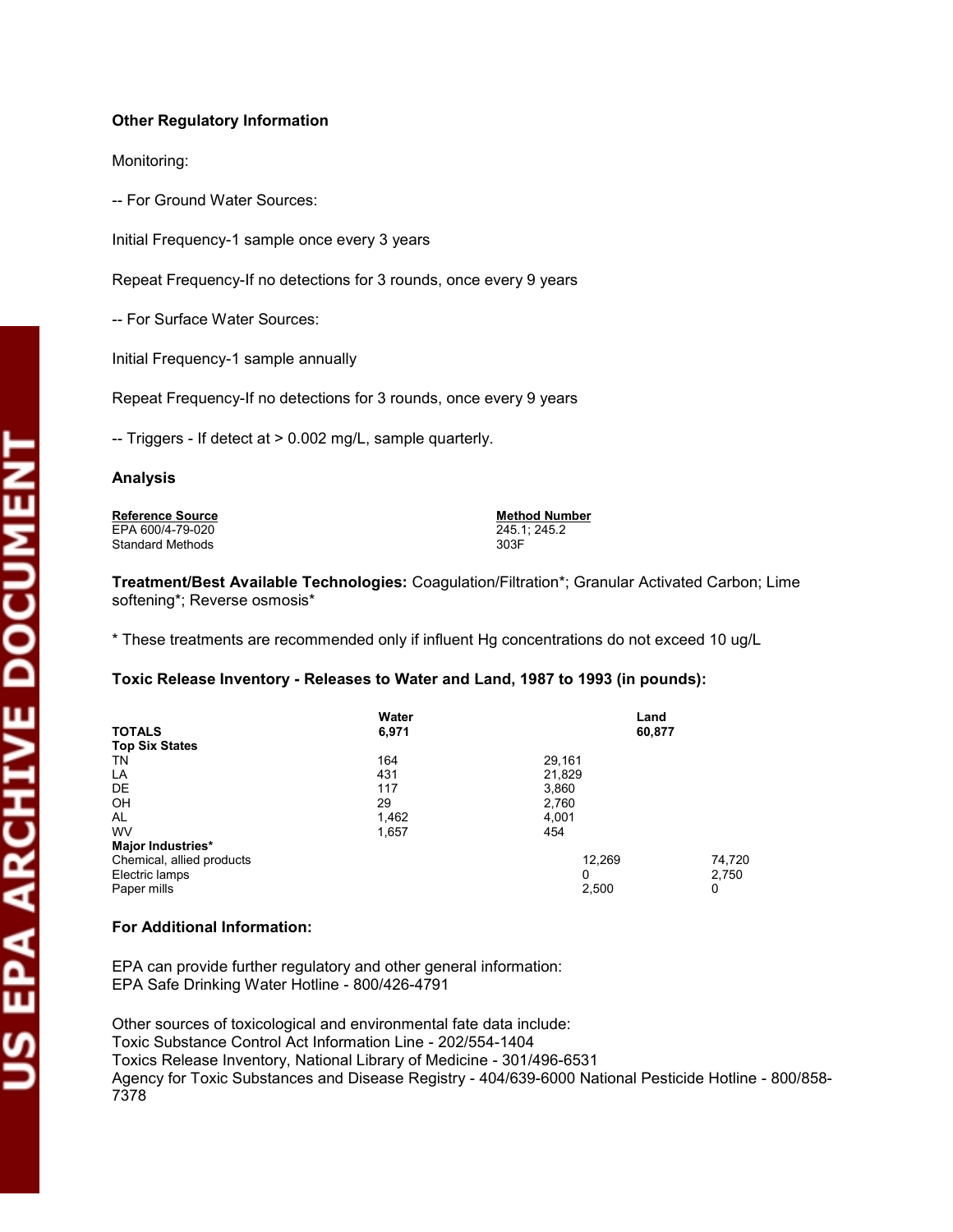**Other Regulatory Information**

Monitoring:

-- For Ground Water Sources:

Initial Frequency-1 sample once every 3 years

Repeat Frequency-If no detections for 3 rounds, once every 9 years

-- For Surface Water Sources:

Initial Frequency-1 sample annually

Repeat Frequency-If no detections for 3 rounds, once every 9 years

-- Triggers - If detect at > 0.002 mg/L, sample quarterly.

**Analysis**

| Reference Source | Method Number |
|---|---|
| EPA 600/4-79-020 | 245.1; 245.2 |
| Standard Methods | 303F |

**Treatment/Best Available Technologies:** Coagulation/Filtration*; Granular Activated Carbon; Lime softening*; Reverse osmosis*

* These treatments are recommended only if influent Hg concentrations do not exceed 10 ug/L

**Toxic Release Inventory - Releases to Water and Land, 1987 to 1993 (in pounds):**

| | Water | Land |
|---|---|---|
| **TOTALS** | **6,971** | **60,877** |
| **Top Six States** | | |
| TN | 164 | 29,161 |
| LA | 431 | 21,829 |
| DE | 117 | 3,860 |
| OH | 29 | 2,760 |
| AL | 1,462 | 4,001 |
| WV | 1,657 | 454 |
| **Major Industries*** | | |
| Chemical, allied products | 12,269 | 74,720 |
| Electric lamps | 0 | 2,750 |
| Paper mills | 2,500 | 0 |

**For Additional Information:**

EPA can provide further regulatory and other general information:
EPA Safe Drinking Water Hotline - 800/426-4791

Other sources of toxicological and environmental fate data include:
Toxic Substance Control Act Information Line - 202/554-1404
Toxics Release Inventory, National Library of Medicine - 301/496-6531
Agency for Toxic Substances and Disease Registry - 404/639-6000 National Pesticide Hotline - 800/858-7378